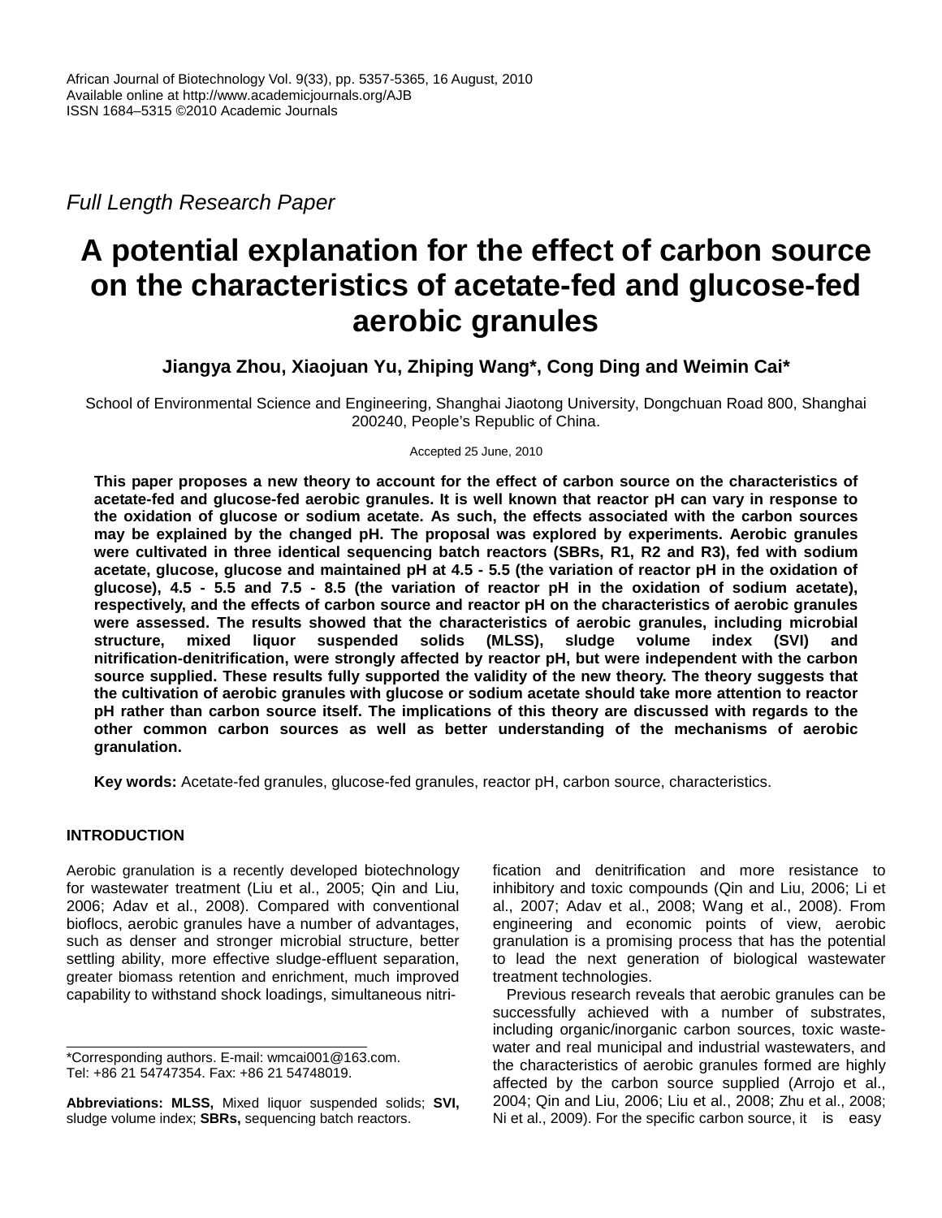African Journal of Biotechnology Vol. 9(33), pp. 5357-5365, 16 August, 2010
Available online at http://www.academicjournals.org/AJB
ISSN 1684–5315 ©2010 Academic Journals

*Full Length Research Paper*

# A potential explanation for the effect of carbon source on the characteristics of acetate-fed and glucose-fed aerobic granules

**Jiangya Zhou, Xiaojuan Yu, Zhiping Wang\*, Cong Ding and Weimin Cai\***

School of Environmental Science and Engineering, Shanghai Jiaotong University, Dongchuan Road 800, Shanghai 200240, People's Republic of China.

Accepted 25 June, 2010

**This paper proposes a new theory to account for the effect of carbon source on the characteristics of acetate-fed and glucose-fed aerobic granules. It is well known that reactor pH can vary in response to the oxidation of glucose or sodium acetate. As such, the effects associated with the carbon sources may be explained by the changed pH. The proposal was explored by experiments. Aerobic granules were cultivated in three identical sequencing batch reactors (SBRs, R1, R2 and R3), fed with sodium acetate, glucose, glucose and maintained pH at 4.5 - 5.5 (the variation of reactor pH in the oxidation of glucose), 4.5 - 5.5 and 7.5 - 8.5 (the variation of reactor pH in the oxidation of sodium acetate), respectively, and the effects of carbon source and reactor pH on the characteristics of aerobic granules were assessed. The results showed that the characteristics of aerobic granules, including microbial structure, mixed liquor suspended solids (MLSS), sludge volume index (SVI) and nitrification-denitrification, were strongly affected by reactor pH, but were independent with the carbon source supplied. These results fully supported the validity of the new theory. The theory suggests that the cultivation of aerobic granules with glucose or sodium acetate should take more attention to reactor pH rather than carbon source itself. The implications of this theory are discussed with regards to the other common carbon sources as well as better understanding of the mechanisms of aerobic granulation.**

**Key words:** Acetate-fed granules, glucose-fed granules, reactor pH, carbon source, characteristics.

## INTRODUCTION

Aerobic granulation is a recently developed biotechnology for wastewater treatment (Liu et al., 2005; Qin and Liu, 2006; Adav et al., 2008). Compared with conventional bioflocs, aerobic granules have a number of advantages, such as denser and stronger microbial structure, better settling ability, more effective sludge-effluent separation, greater biomass retention and enrichment, much improved capability to withstand shock loadings, simultaneous nitrification and denitrification and more resistance to inhibitory and toxic compounds (Qin and Liu, 2006; Li et al., 2007; Adav et al., 2008; Wang et al., 2008). From engineering and economic points of view, aerobic granulation is a promising process that has the potential to lead the next generation of biological wastewater treatment technologies.

Previous research reveals that aerobic granules can be successfully achieved with a number of substrates, including organic/inorganic carbon sources, toxic wastewater and real municipal and industrial wastewaters, and the characteristics of aerobic granules formed are highly affected by the carbon source supplied (Arrojo et al., 2004; Qin and Liu, 2006; Liu et al., 2008; Zhu et al., 2008; Ni et al., 2009). For the specific carbon source, it is easy

\*Corresponding authors. E-mail: wmcai001@163.com. Tel: +86 21 54747354. Fax: +86 21 54748019.

**Abbreviations: MLSS,** Mixed liquor suspended solids; **SVI,** sludge volume index; **SBRs,** sequencing batch reactors.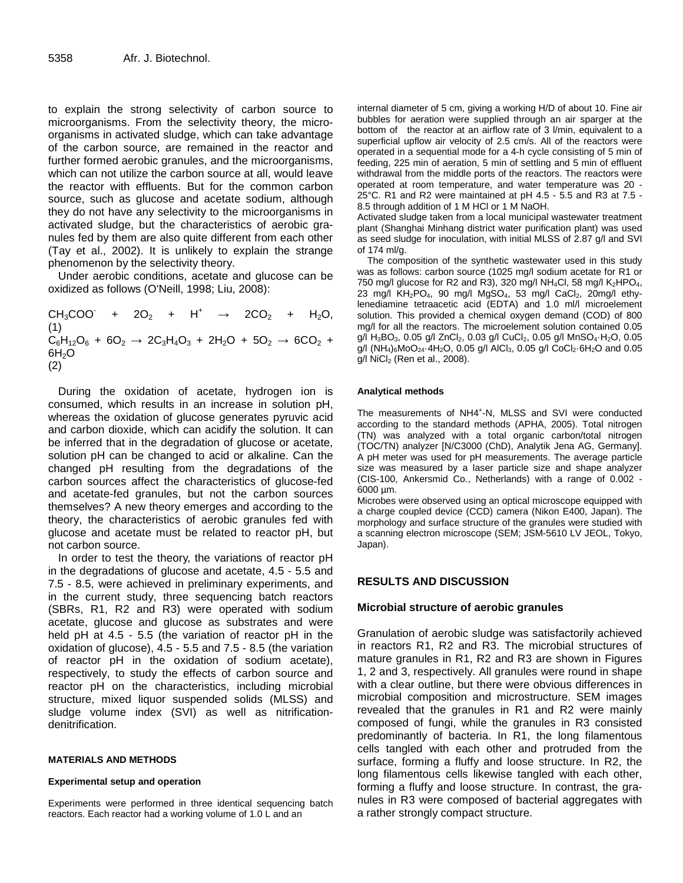to explain the strong selectivity of carbon source to microorganisms. From the selectivity theory, the microorganisms in activated sludge, which can take advantage of the carbon source, are remained in the reactor and further formed aerobic granules, and the microorganisms, which can not utilize the carbon source at all, would leave the reactor with effluents. But for the common carbon source, such as glucose and acetate sodium, although they do not have any selectivity to the microorganisms in activated sludge, but the characteristics of aerobic granules fed by them are also quite different from each other (Tay et al., 2002). It is unlikely to explain the strange phenomenon by the selectivity theory.

Under aerobic conditions, acetate and glucose can be oxidized as follows (O'Neill, 1998; Liu, 2008):

$$CH_3COO^- + 2O_2 + H^+ \rightarrow 2CO_2 + H_2O, \quad (1)$$

$$C_6H_{12}O_6 + 6O_2 \rightarrow 2C_3H_4O_3 + 2H_2O + 5O_2 \rightarrow 6CO_2 + 6H_2O \quad (2)$$

During the oxidation of acetate, hydrogen ion is consumed, which results in an increase in solution pH, whereas the oxidation of glucose generates pyruvic acid and carbon dioxide, which can acidify the solution. It can be inferred that in the degradation of glucose or acetate, solution pH can be changed to acid or alkaline. Can the changed pH resulting from the degradations of the carbon sources affect the characteristics of glucose-fed and acetate-fed granules, but not the carbon sources themselves? A new theory emerges and according to the theory, the characteristics of aerobic granules fed with glucose and acetate must be related to reactor pH, but not carbon source.

In order to test the theory, the variations of reactor pH in the degradations of glucose and acetate, 4.5 - 5.5 and 7.5 - 8.5, were achieved in preliminary experiments, and in the current study, three sequencing batch reactors (SBRs, R1, R2 and R3) were operated with sodium acetate, glucose and glucose as substrates and were held pH at 4.5 - 5.5 (the variation of reactor pH in the oxidation of glucose), 4.5 - 5.5 and 7.5 - 8.5 (the variation of reactor pH in the oxidation of sodium acetate), respectively, to study the effects of carbon source and reactor pH on the characteristics, including microbial structure, mixed liquor suspended solids (MLSS) and sludge volume index (SVI) as well as nitrification-denitrification.

## MATERIALS AND METHODS

### Experimental setup and operation

Experiments were performed in three identical sequencing batch reactors. Each reactor had a working volume of 1.0 L and an internal diameter of 5 cm, giving a working H/D of about 10. Fine air bubbles for aeration were supplied through an air sparger at the bottom of the reactor at an airflow rate of 3 l/min, equivalent to a superficial upflow air velocity of 2.5 cm/s. All of the reactors were operated in a sequential mode for a 4-h cycle consisting of 5 min of feeding, 225 min of aeration, 5 min of settling and 5 min of effluent withdrawal from the middle ports of the reactors. The reactors were operated at room temperature, and water temperature was 20 - 25°C. R1 and R2 were maintained at pH 4.5 - 5.5 and R3 at 7.5 - 8.5 through addition of 1 M HCl or 1 M NaOH.

Activated sludge taken from a local municipal wastewater treatment plant (Shanghai Minhang district water purification plant) was used as seed sludge for inoculation, with initial MLSS of 2.87 g/l and SVI of 174 ml/g.

The composition of the synthetic wastewater used in this study was as follows: carbon source (1025 mg/l sodium acetate for R1 or 750 mg/l glucose for R2 and R3), 320 mg/l $NH_4Cl$, 58 mg/l $K_2HPO_4$, 23 mg/l $KH_2PO_4$, 90 mg/l $MgSO_4$, 53 mg/l $CaCl_2$, 20mg/l ethylenediamine tetraacetic acid (EDTA) and 1.0 ml/l microelement solution. This provided a chemical oxygen demand (COD) of 800 mg/l for all the reactors. The microelement solution contained 0.05 g/l $H_3BO_3$, 0.05 g/l $ZnCl_2$, 0.03 g/l $CuCl_2$, 0.05 g/l $MnSO_4{\cdot}H_2O$, 0.05 g/l $(NH_4)_6MoO_{24}{\cdot}4H_2O$, 0.05 g/l $AlCl_3$, 0.05 g/l $CoCl_2{\cdot}6H_2O$ and 0.05 g/l $NiCl_2$ (Ren et al., 2008).

### Analytical methods

The measurements of $NH4^+$-N, MLSS and SVI were conducted according to the standard methods (APHA, 2005). Total nitrogen (TN) was analyzed with a total organic carbon/total nitrogen (TOC/TN) analyzer [N/C3000 (ChD), Analytik Jena AG, Germany]. A pH meter was used for pH measurements. The average particle size was measured by a laser particle size and shape analyzer (CIS-100, Ankersmid Co., Netherlands) with a range of 0.002 - 6000 µm.

Microbes were observed using an optical microscope equipped with a charge coupled device (CCD) camera (Nikon E400, Japan). The morphology and surface structure of the granules were studied with a scanning electron microscope (SEM; JSM-5610 LV JEOL, Tokyo, Japan).

## RESULTS AND DISCUSSION

### Microbial structure of aerobic granules

Granulation of aerobic sludge was satisfactorily achieved in reactors R1, R2 and R3. The microbial structures of mature granules in R1, R2 and R3 are shown in Figures 1, 2 and 3, respectively. All granules were round in shape with a clear outline, but there were obvious differences in microbial composition and microstructure. SEM images revealed that the granules in R1 and R2 were mainly composed of fungi, while the granules in R3 consisted predominantly of bacteria. In R1, the long filamentous cells tangled with each other and protruded from the surface, forming a fluffy and loose structure. In R2, the long filamentous cells likewise tangled with each other, forming a fluffy and loose structure. In contrast, the granules in R3 were composed of bacterial aggregates with a rather strongly compact structure.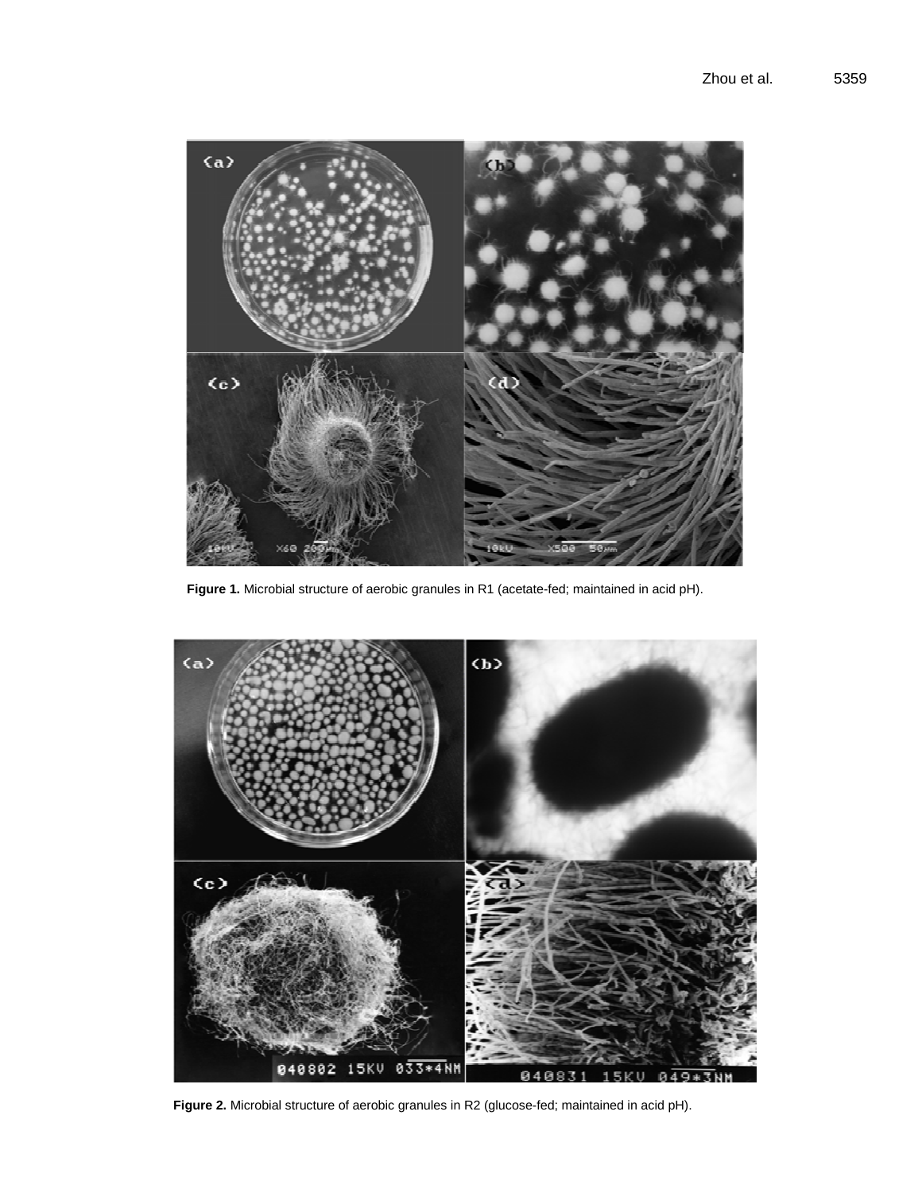Figure 1. Microbial structure of aerobic granules in R1 (acetate-fed; maintained in acid pH).

Figure 2. Microbial structure of aerobic granules in R2 (glucose-fed; maintained in acid pH).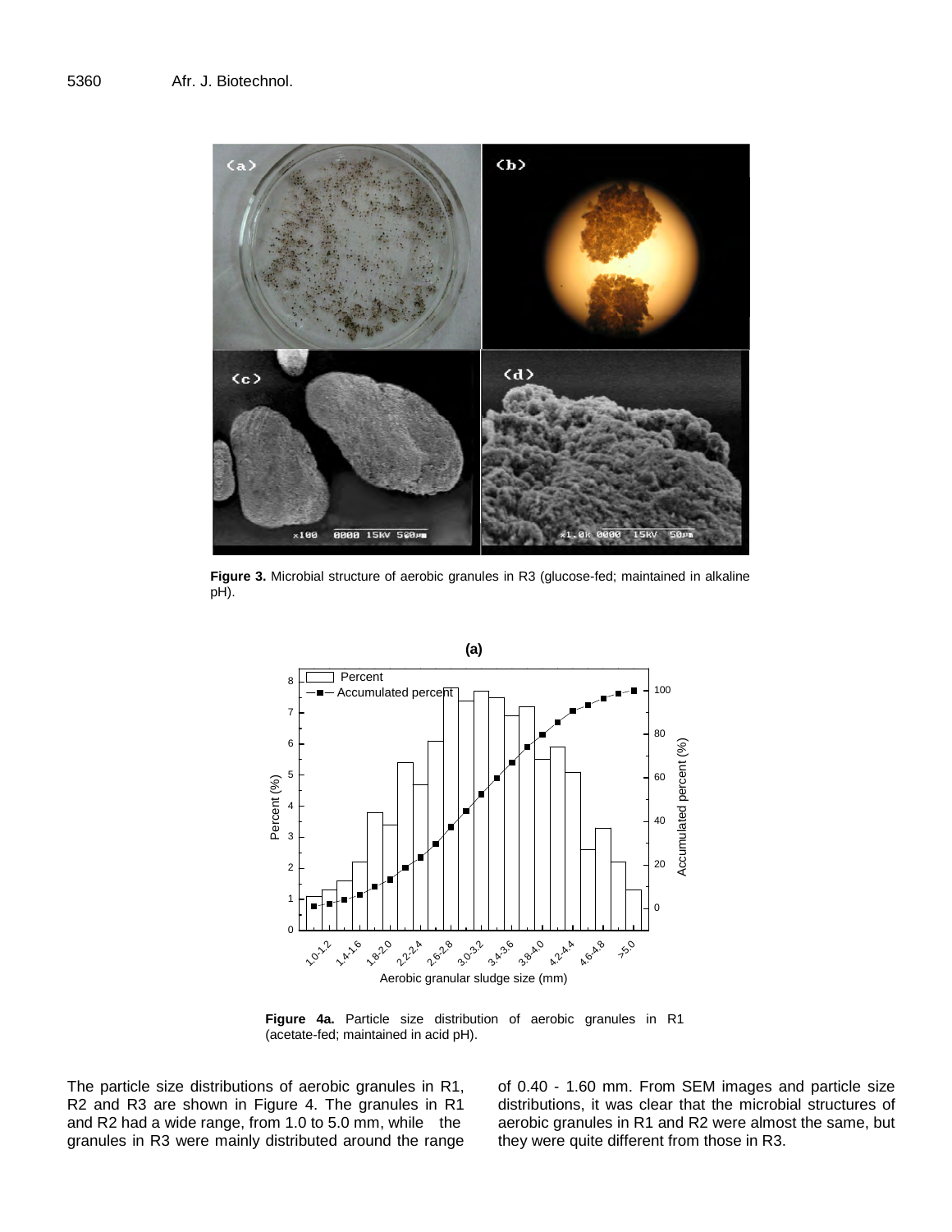**Figure 3.** Microbial structure of aerobic granules in R3 (glucose-fed; maintained in alkaline pH).

**Figure 4a.** Particle size distribution of aerobic granules in R1 (acetate-fed; maintained in acid pH).

The particle size distributions of aerobic granules in R1, R2 and R3 are shown in Figure 4. The granules in R1 and R2 had a wide range, from 1.0 to 5.0 mm, while the granules in R3 were mainly distributed around the range of 0.40 - 1.60 mm. From SEM images and particle size distributions, it was clear that the microbial structures of aerobic granules in R1 and R2 were almost the same, but they were quite different from those in R3.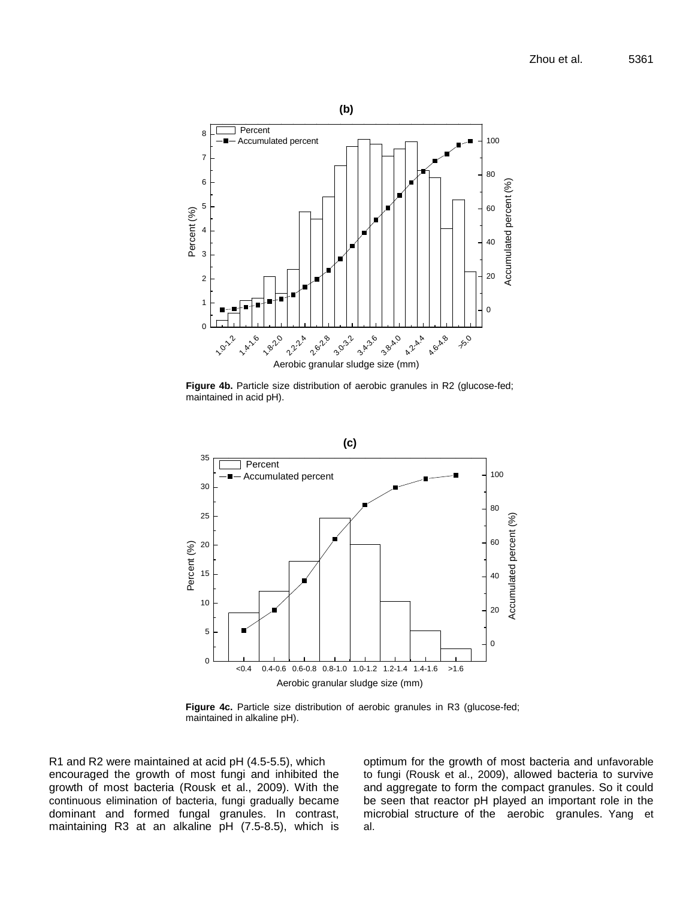**Figure 4b.** Particle size distribution of aerobic granules in R2 (glucose-fed; maintained in acid pH).

**Figure 4c.** Particle size distribution of aerobic granules in R3 (glucose-fed; maintained in alkaline pH).

R1 and R2 were maintained at acid pH (4.5-5.5), which encouraged the growth of most fungi and inhibited the growth of most bacteria (Rousk et al., 2009). With the continuous elimination of bacteria, fungi gradually became dominant and formed fungal granules. In contrast, maintaining R3 at an alkaline pH (7.5-8.5), which is optimum for the growth of most bacteria and unfavorable to fungi (Rousk et al., 2009), allowed bacteria to survive and aggregate to form the compact granules. So it could be seen that reactor pH played an important role in the microbial structure of the aerobic granules. Yang et al.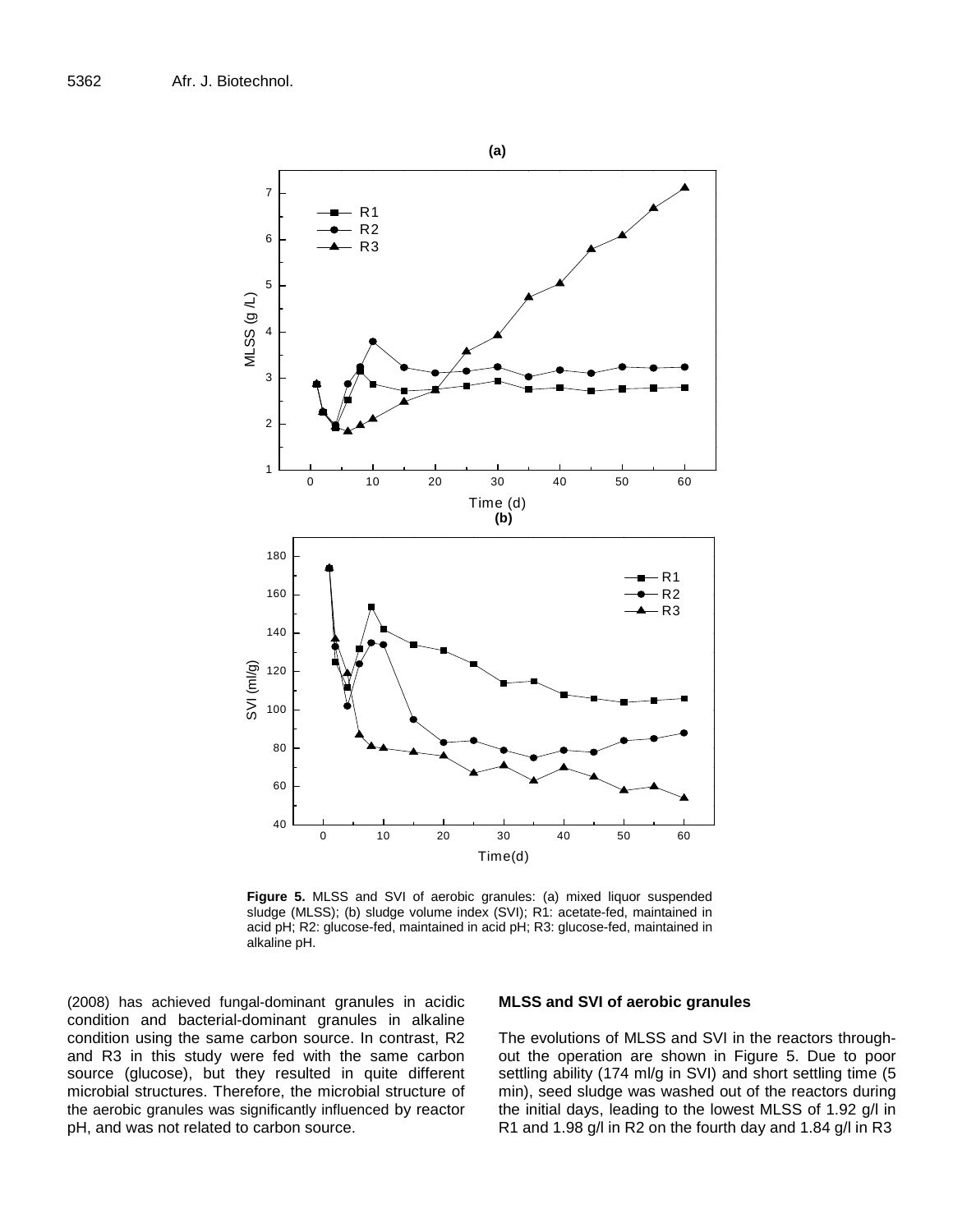**Figure 5.** MLSS and SVI of aerobic granules: (a) mixed liquor suspended sludge (MLSS); (b) sludge volume index (SVI); R1: acetate-fed, maintained in acid pH; R2: glucose-fed, maintained in acid pH; R3: glucose-fed, maintained in alkaline pH.

(2008) has achieved fungal-dominant granules in acidic condition and bacterial-dominant granules in alkaline condition using the same carbon source. In contrast, R2 and R3 in this study were fed with the same carbon source (glucose), but they resulted in quite different microbial structures. Therefore, the microbial structure of the aerobic granules was significantly influenced by reactor pH, and was not related to carbon source.

## MLSS and SVI of aerobic granules

The evolutions of MLSS and SVI in the reactors throughout the operation are shown in Figure 5. Due to poor settling ability (174 ml/g in SVI) and short settling time (5 min), seed sludge was washed out of the reactors during the initial days, leading to the lowest MLSS of 1.92 g/l in R1 and 1.98 g/l in R2 on the fourth day and 1.84 g/l in R3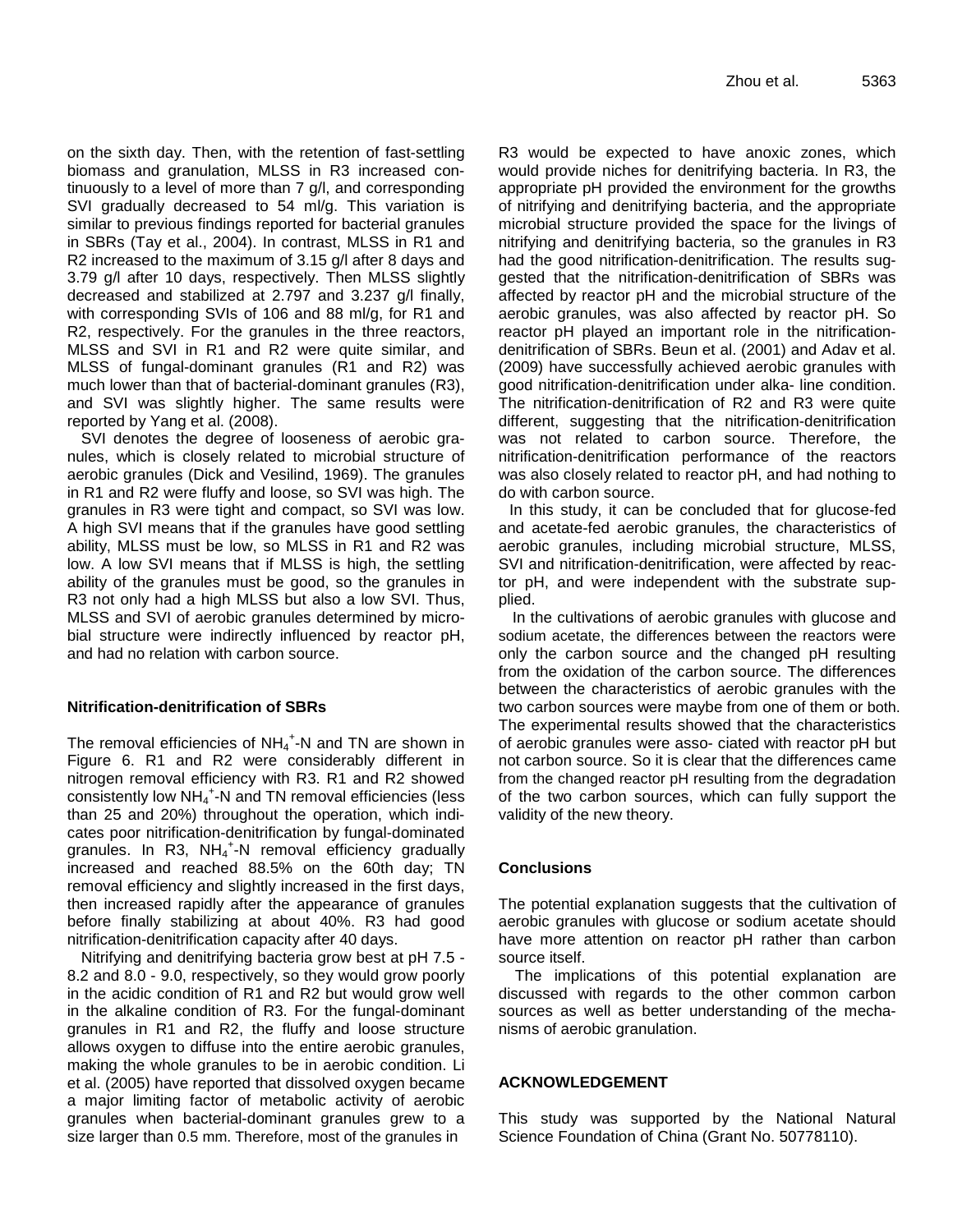on the sixth day. Then, with the retention of fast-settling biomass and granulation, MLSS in R3 increased continuously to a level of more than 7 g/l, and corresponding SVI gradually decreased to 54 ml/g. This variation is similar to previous findings reported for bacterial granules in SBRs (Tay et al., 2004). In contrast, MLSS in R1 and R2 increased to the maximum of 3.15 g/l after 8 days and 3.79 g/l after 10 days, respectively. Then MLSS slightly decreased and stabilized at 2.797 and 3.237 g/l finally, with corresponding SVIs of 106 and 88 ml/g, for R1 and R2, respectively. For the granules in the three reactors, MLSS and SVI in R1 and R2 were quite similar, and MLSS of fungal-dominant granules (R1 and R2) was much lower than that of bacterial-dominant granules (R3), and SVI was slightly higher. The same results were reported by Yang et al. (2008).

SVI denotes the degree of looseness of aerobic granules, which is closely related to microbial structure of aerobic granules (Dick and Vesilind, 1969). The granules in R1 and R2 were fluffy and loose, so SVI was high. The granules in R3 were tight and compact, so SVI was low. A high SVI means that if the granules have good settling ability, MLSS must be low, so MLSS in R1 and R2 was low. A low SVI means that if MLSS is high, the settling ability of the granules must be good, so the granules in R3 not only had a high MLSS but also a low SVI. Thus, MLSS and SVI of aerobic granules determined by microbial structure were indirectly influenced by reactor pH, and had no relation with carbon source.

### Nitrification-denitrification of SBRs

The removal efficiencies of $NH_4^+$-N and TN are shown in Figure 6. R1 and R2 were considerably different in nitrogen removal efficiency with R3. R1 and R2 showed consistently low $NH_4^+$-N and TN removal efficiencies (less than 25 and 20%) throughout the operation, which indicates poor nitrification-denitrification by fungal-dominated granules. In R3, $NH_4^+$-N removal efficiency gradually increased and reached 88.5% on the 60th day; TN removal efficiency and slightly increased in the first days, then increased rapidly after the appearance of granules before finally stabilizing at about 40%. R3 had good nitrification-denitrification capacity after 40 days.

Nitrifying and denitrifying bacteria grow best at pH 7.5 - 8.2 and 8.0 - 9.0, respectively, so they would grow poorly in the acidic condition of R1 and R2 but would grow well in the alkaline condition of R3. For the fungal-dominant granules in R1 and R2, the fluffy and loose structure allows oxygen to diffuse into the entire aerobic granules, making the whole granules to be in aerobic condition. Li et al. (2005) have reported that dissolved oxygen became a major limiting factor of metabolic activity of aerobic granules when bacterial-dominant granules grew to a size larger than 0.5 mm. Therefore, most of the granules in R3 would be expected to have anoxic zones, which would provide niches for denitrifying bacteria. In R3, the appropriate pH provided the environment for the growths of nitrifying and denitrifying bacteria, and the appropriate microbial structure provided the space for the livings of nitrifying and denitrifying bacteria, so the granules in R3 had the good nitrification-denitrification. The results suggested that the nitrification-denitrification of SBRs was affected by reactor pH and the microbial structure of the aerobic granules, was also affected by reactor pH. So reactor pH played an important role in the nitrification-denitrification of SBRs. Beun et al. (2001) and Adav et al. (2009) have successfully achieved aerobic granules with good nitrification-denitrification under alka- line condition. The nitrification-denitrification of R2 and R3 were quite different, suggesting that the nitrification-denitrification was not related to carbon source. Therefore, the nitrification-denitrification performance of the reactors was also closely related to reactor pH, and had nothing to do with carbon source.

In this study, it can be concluded that for glucose-fed and acetate-fed aerobic granules, the characteristics of aerobic granules, including microbial structure, MLSS, SVI and nitrification-denitrification, were affected by reactor pH, and were independent with the substrate supplied.

In the cultivations of aerobic granules with glucose and sodium acetate, the differences between the reactors were only the carbon source and the changed pH resulting from the oxidation of the carbon source. The differences between the characteristics of aerobic granules with the two carbon sources were maybe from one of them or both. The experimental results showed that the characteristics of aerobic granules were asso- ciated with reactor pH but not carbon source. So it is clear that the differences came from the changed reactor pH resulting from the degradation of the two carbon sources, which can fully support the validity of the new theory.

## Conclusions

The potential explanation suggests that the cultivation of aerobic granules with glucose or sodium acetate should have more attention on reactor pH rather than carbon source itself.

The implications of this potential explanation are discussed with regards to the other common carbon sources as well as better understanding of the mechanisms of aerobic granulation.

## ACKNOWLEDGEMENT

This study was supported by the National Natural Science Foundation of China (Grant No. 50778110).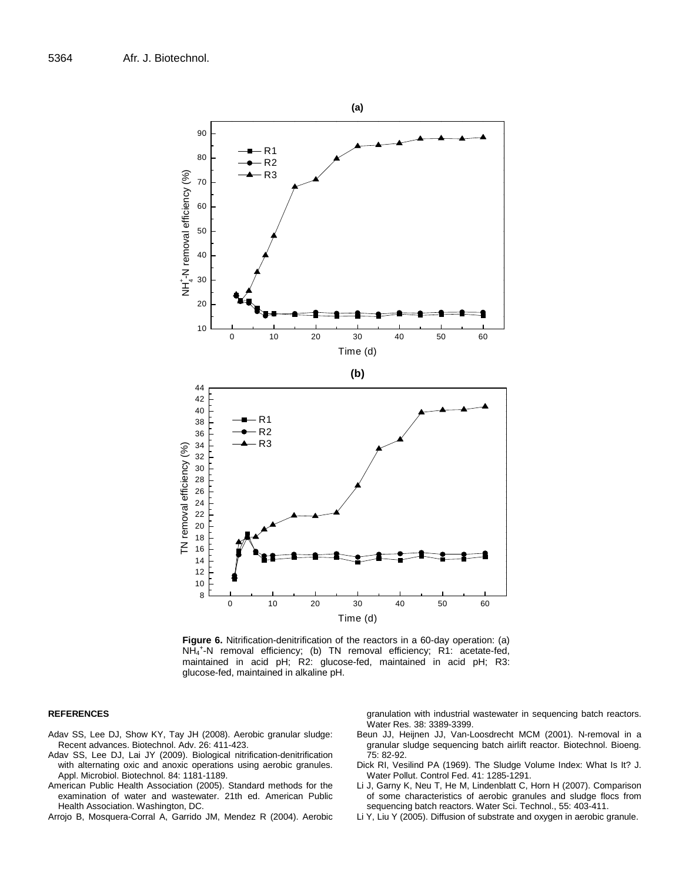**Figure 6.** Nitrification-denitrification of the reactors in a 60-day operation: (a) $NH_4^+$-N removal efficiency; (b) TN removal efficiency; R1: acetate-fed, maintained in acid pH; R2: glucose-fed, maintained in acid pH; R3: glucose-fed, maintained in alkaline pH.

## REFERENCES

Adav SS, Lee DJ, Show KY, Tay JH (2008). Aerobic granular sludge: Recent advances. Biotechnol. Adv. 26: 411-423.

Adav SS, Lee DJ, Lai JY (2009). Biological nitrification-denitrification with alternating oxic and anoxic operations using aerobic granules. Appl. Microbiol. Biotechnol. 84: 1181-1189.

American Public Health Association (2005). Standard methods for the examination of water and wastewater. 21th ed. American Public Health Association. Washington, DC.

Arrojo B, Mosquera-Corral A, Garrido JM, Mendez R (2004). Aerobic granulation with industrial wastewater in sequencing batch reactors. Water Res. 38: 3389-3399.

Beun JJ, Heijnen JJ, Van-Loosdrecht MCM (2001). N-removal in a granular sludge sequencing batch airlift reactor. Biotechnol. Bioeng. 75: 82-92.

Dick RI, Vesilind PA (1969). The Sludge Volume Index: What Is It? J. Water Pollut. Control Fed. 41: 1285-1291.

Li J, Garny K, Neu T, He M, Lindenblatt C, Horn H (2007). Comparison of some characteristics of aerobic granules and sludge flocs from sequencing batch reactors. Water Sci. Technol., 55: 403-411.

Li Y, Liu Y (2005). Diffusion of substrate and oxygen in aerobic granule.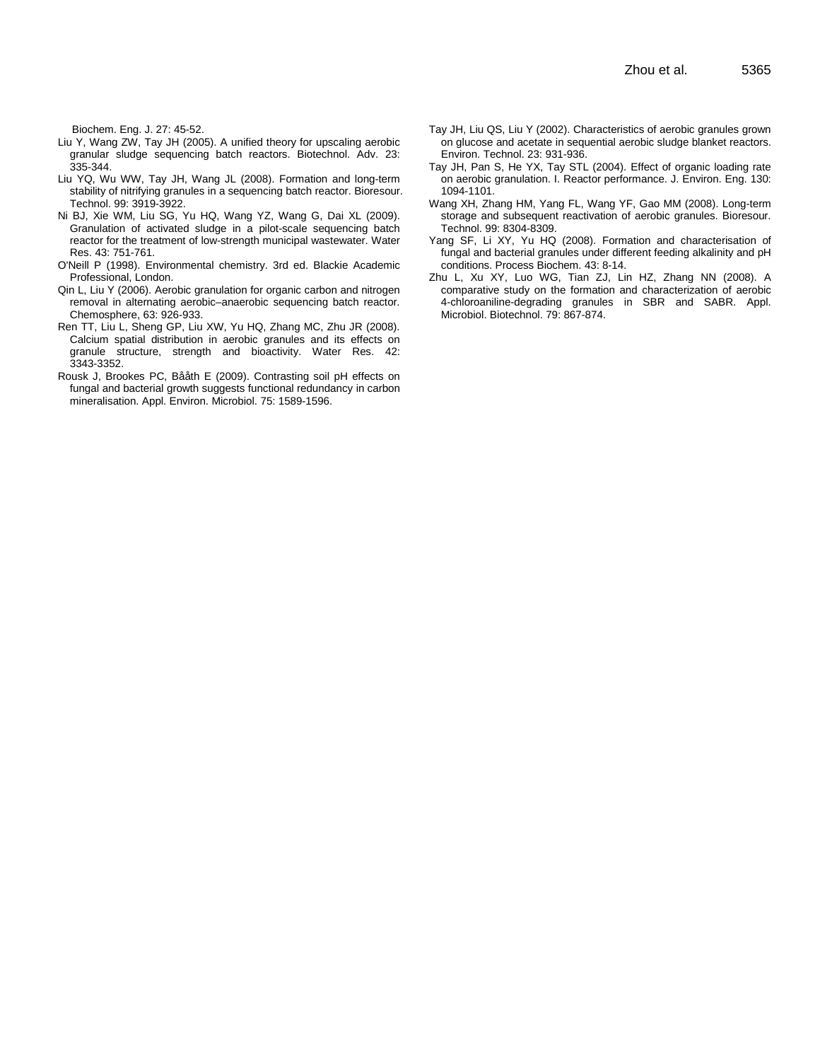Biochem. Eng. J. 27: 45-52.

Liu Y, Wang ZW, Tay JH (2005). A unified theory for upscaling aerobic granular sludge sequencing batch reactors. Biotechnol. Adv. 23: 335-344.

Liu YQ, Wu WW, Tay JH, Wang JL (2008). Formation and long-term stability of nitrifying granules in a sequencing batch reactor. Bioresour. Technol. 99: 3919-3922.

Ni BJ, Xie WM, Liu SG, Yu HQ, Wang YZ, Wang G, Dai XL (2009). Granulation of activated sludge in a pilot-scale sequencing batch reactor for the treatment of low-strength municipal wastewater. Water Res. 43: 751-761.

O'Neill P (1998). Environmental chemistry. 3rd ed. Blackie Academic Professional, London.

Qin L, Liu Y (2006). Aerobic granulation for organic carbon and nitrogen removal in alternating aerobic–anaerobic sequencing batch reactor. Chemosphere, 63: 926-933.

Ren TT, Liu L, Sheng GP, Liu XW, Yu HQ, Zhang MC, Zhu JR (2008). Calcium spatial distribution in aerobic granules and its effects on granule structure, strength and bioactivity. Water Res. 42: 3343-3352.

Rousk J, Brookes PC, Bååth E (2009). Contrasting soil pH effects on fungal and bacterial growth suggests functional redundancy in carbon mineralisation. Appl. Environ. Microbiol. 75: 1589-1596.

Tay JH, Liu QS, Liu Y (2002). Characteristics of aerobic granules grown on glucose and acetate in sequential aerobic sludge blanket reactors. Environ. Technol. 23: 931-936.

Tay JH, Pan S, He YX, Tay STL (2004). Effect of organic loading rate on aerobic granulation. I. Reactor performance. J. Environ. Eng. 130: 1094-1101.

Wang XH, Zhang HM, Yang FL, Wang YF, Gao MM (2008). Long-term storage and subsequent reactivation of aerobic granules. Bioresour. Technol. 99: 8304-8309.

Yang SF, Li XY, Yu HQ (2008). Formation and characterisation of fungal and bacterial granules under different feeding alkalinity and pH conditions. Process Biochem. 43: 8-14.

Zhu L, Xu XY, Luo WG, Tian ZJ, Lin HZ, Zhang NN (2008). A comparative study on the formation and characterization of aerobic 4-chloroaniline-degrading granules in SBR and SABR. Appl. Microbiol. Biotechnol. 79: 867-874.